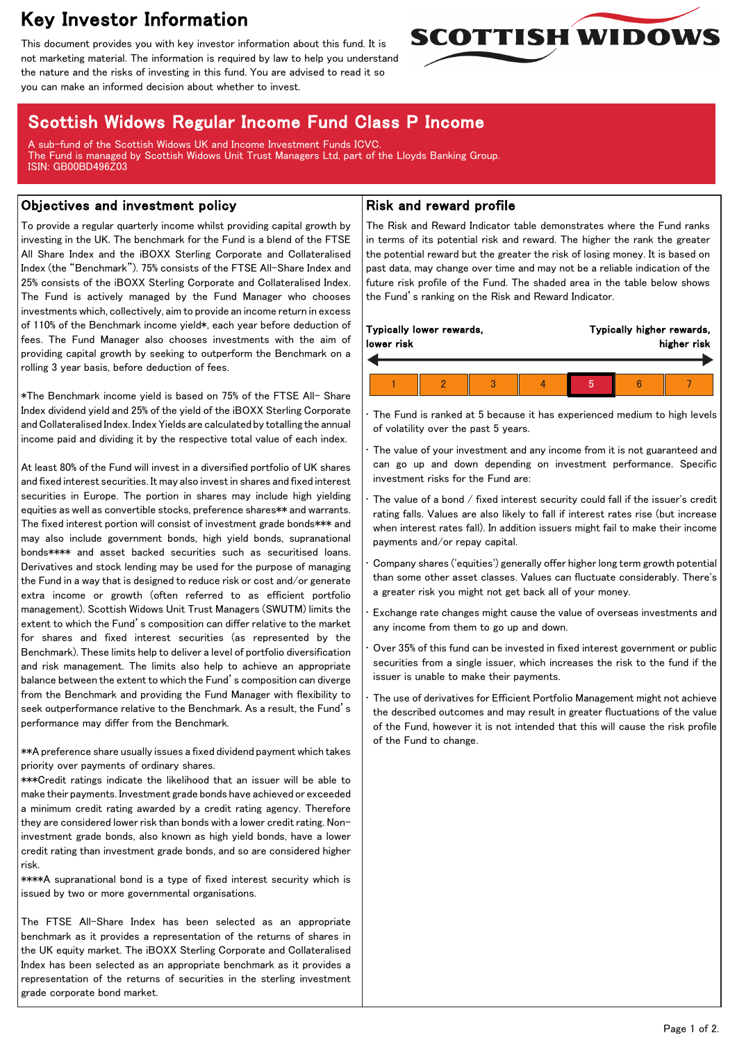# Key Investor Information

This document provides you with key investor information about this fund. It is not marketing material. The information is required by law to help you understand the nature and the risks of investing in this fund. You are advised to read it so you can make an informed decision about whether to invest.

SCOTTISH WIDOWS

## Scottish Widows Regular Income Fund Class P Income

A sub-fund of the Scottish Widows UK and Income Investment Funds ICVC.
The Fund is managed by Scottish Widows Unit Trust Managers Ltd, part of the Lloyds Banking Group.
ISIN: GB00BD496Z03

## Objectives and investment policy

To provide a regular quarterly income whilst providing capital growth by investing in the UK. The benchmark for the Fund is a blend of the FTSE All Share Index and the iBOXX Sterling Corporate and Collateralised Index (the "Benchmark"). 75% consists of the FTSE All-Share Index and 25% consists of the iBOXX Sterling Corporate and Collateralised Index. The Fund is actively managed by the Fund Manager who chooses investments which, collectively, aim to provide an income return in excess of 110% of the Benchmark income yield*, each year before deduction of fees. The Fund Manager also chooses investments with the aim of providing capital growth by seeking to outperform the Benchmark on a rolling 3 year basis, before deduction of fees.

*The Benchmark income yield is based on 75% of the FTSE All- Share Index dividend yield and 25% of the yield of the iBOXX Sterling Corporate and Collateralised Index. Index Yields are calculated by totalling the annual income paid and dividing it by the respective total value of each index.

At least 80% of the Fund will invest in a diversified portfolio of UK shares and fixed interest securities. It may also invest in shares and fixed interest securities in Europe. The portion in shares may include high yielding equities as well as convertible stocks, preference shares** and warrants. The fixed interest portion will consist of investment grade bonds*** and may also include government bonds, high yield bonds, supranational bonds**** and asset backed securities such as securitised loans. Derivatives and stock lending may be used for the purpose of managing the Fund in a way that is designed to reduce risk or cost and/or generate extra income or growth (often referred to as efficient portfolio management). Scottish Widows Unit Trust Managers (SWUTM) limits the extent to which the Fund's composition can differ relative to the market for shares and fixed interest securities (as represented by the Benchmark). These limits help to deliver a level of portfolio diversification and risk management. The limits also help to achieve an appropriate balance between the extent to which the Fund's composition can diverge from the Benchmark and providing the Fund Manager with flexibility to seek outperformance relative to the Benchmark. As a result, the Fund's performance may differ from the Benchmark.

**A preference share usually issues a fixed dividend payment which takes priority over payments of ordinary shares.
***Credit ratings indicate the likelihood that an issuer will be able to make their payments. Investment grade bonds have achieved or exceeded a minimum credit rating awarded by a credit rating agency. Therefore they are considered lower risk than bonds with a lower credit rating. Non-investment grade bonds, also known as high yield bonds, have a lower credit rating than investment grade bonds, and so are considered higher risk.
****A supranational bond is a type of fixed interest security which is issued by two or more governmental organisations.

The FTSE All-Share Index has been selected as an appropriate benchmark as it provides a representation of the returns of shares in the UK equity market. The iBOXX Sterling Corporate and Collateralised Index has been selected as an appropriate benchmark as it provides a representation of the returns of securities in the sterling investment grade corporate bond market.

## Risk and reward profile

The Risk and Reward Indicator table demonstrates where the Fund ranks in terms of its potential risk and reward. The higher the rank the greater the potential reward but the greater the risk of losing money. It is based on past data, may change over time and may not be a reliable indication of the future risk profile of the Fund. The shaded area in the table below shows the Fund's ranking on the Risk and Reward Indicator.

**Typically lower rewards, lower risk** — **Typically higher rewards, higher risk**

| 1 | 2 | 3 | 4 | **5** | 6 | 7 |
|---|---|---|---|---|---|---|

- The Fund is ranked at 5 because it has experienced medium to high levels of volatility over the past 5 years.
- The value of your investment and any income from it is not guaranteed and can go up and down depending on investment performance. Specific investment risks for the Fund are:
- The value of a bond / fixed interest security could fall if the issuer's credit rating falls. Values are also likely to fall if interest rates rise (but increase when interest rates fall). In addition issuers might fail to make their income payments and/or repay capital.
- Company shares ('equities') generally offer higher long term growth potential than some other asset classes. Values can fluctuate considerably. There's a greater risk you might not get back all of your money.
- Exchange rate changes might cause the value of overseas investments and any income from them to go up and down.
- Over 35% of this fund can be invested in fixed interest government or public securities from a single issuer, which increases the risk to the fund if the issuer is unable to make their payments.
- The use of derivatives for Efficient Portfolio Management might not achieve the described outcomes and may result in greater fluctuations of the value of the Fund, however it is not intended that this will cause the risk profile of the Fund to change.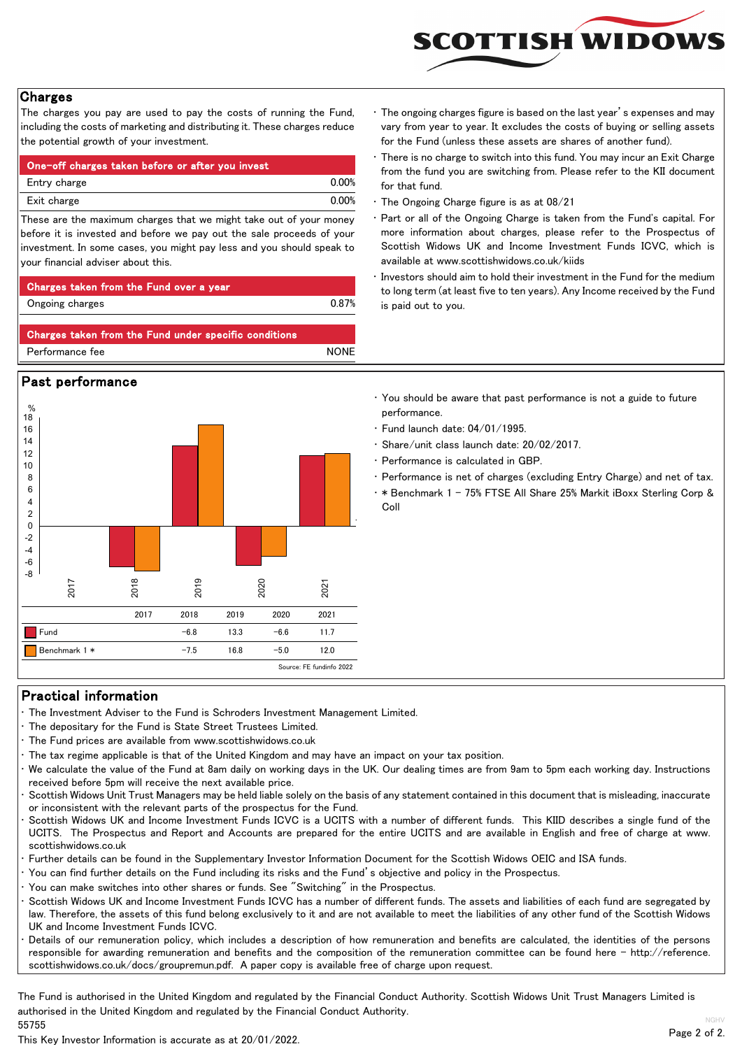## Charges

The charges you pay are used to pay the costs of running the Fund, including the costs of marketing and distributing it. These charges reduce the potential growth of your investment.

| One-off charges taken before or after you invest | |
|---|---|
| Entry charge | 0.00% |
| Exit charge | 0.00% |

These are the maximum charges that we might take out of your money before it is invested and before we pay out the sale proceeds of your investment. In some cases, you might pay less and you should speak to your financial adviser about this.

| Charges taken from the Fund over a year | |
|---|---|
| Ongoing charges | 0.87% |

| Charges taken from the Fund under specific conditions | |
|---|---|
| Performance fee | NONE |

- The ongoing charges figure is based on the last year's expenses and may vary from year to year. It excludes the costs of buying or selling assets for the Fund (unless these assets are shares of another fund).
- There is no charge to switch into this fund. You may incur an Exit Charge from the fund you are switching from. Please refer to the KII document for that fund.
- The Ongoing Charge figure is as at 08/21
- Part or all of the Ongoing Charge is taken from the Fund's capital. For more information about charges, please refer to the Prospectus of Scottish Widows UK and Income Investment Funds ICVC, which is available at www.scottishwidows.co.uk/kiids
- Investors should aim to hold their investment in the Fund for the medium to long term (at least five to ten years). Any Income received by the Fund is paid out to you.

## Past performance

%
18
16
14
12
10
8
6
4
2
0
-2
-4
-6
-8

2017
2018
2019
2020
2021

| | 2017 | 2018 | 2019 | 2020 | 2021 |
|---|---|---|---|---|---|
| Fund | | -6.8 | 13.3 | -6.6 | 11.7 |
| Benchmark 1 * | | -7.5 | 16.8 | -5.0 | 12.0 |

Source: FE fundinfo 2022

- You should be aware that past performance is not a guide to future performance.
- Fund launch date: 04/01/1995.
- Share/unit class launch date: 20/02/2017.
- Performance is calculated in GBP.
- Performance is net of charges (excluding Entry Charge) and net of tax.
- * Benchmark 1 - 75% FTSE All Share 25% Markit iBoxx Sterling Corp & Coll

## Practical information

- The Investment Adviser to the Fund is Schroders Investment Management Limited.
- The depositary for the Fund is State Street Trustees Limited.
- The Fund prices are available from www.scottishwidows.co.uk
- The tax regime applicable is that of the United Kingdom and may have an impact on your tax position.
- We calculate the value of the Fund at 8am daily on working days in the UK. Our dealing times are from 9am to 5pm each working day. Instructions received before 5pm will receive the next available price.
- Scottish Widows Unit Trust Managers may be held liable solely on the basis of any statement contained in this document that is misleading, inaccurate or inconsistent with the relevant parts of the prospectus for the Fund.
- Scottish Widows UK and Income Investment Funds ICVC is a UCITS with a number of different funds. This KIID describes a single fund of the UCITS. The Prospectus and Report and Accounts are prepared for the entire UCITS and are available in English and free of charge at www.scottishwidows.co.uk
- Further details can be found in the Supplementary Investor Information Document for the Scottish Widows OEIC and ISA funds.
- You can find further details on the Fund including its risks and the Fund's objective and policy in the Prospectus.
- You can make switches into other shares or funds. See "Switching" in the Prospectus.
- Scottish Widows UK and Income Investment Funds ICVC has a number of different funds. The assets and liabilities of each fund are segregated by law. Therefore, the assets of this fund belong exclusively to it and are not available to meet the liabilities of any other fund of the Scottish Widows UK and Income Investment Funds ICVC.
- Details of our remuneration policy, which includes a description of how remuneration and benefits are calculated, the identities of the persons responsible for awarding remuneration and benefits and the composition of the remuneration committee can be found here - http://reference.scottishwidows.co.uk/docs/groupremun.pdf. A paper copy is available free of charge upon request.

The Fund is authorised in the United Kingdom and regulated by the Financial Conduct Authority. Scottish Widows Unit Trust Managers Limited is authorised in the United Kingdom and regulated by the Financial Conduct Authority.
55755
This Key Investor Information is accurate as at 20/01/2022.